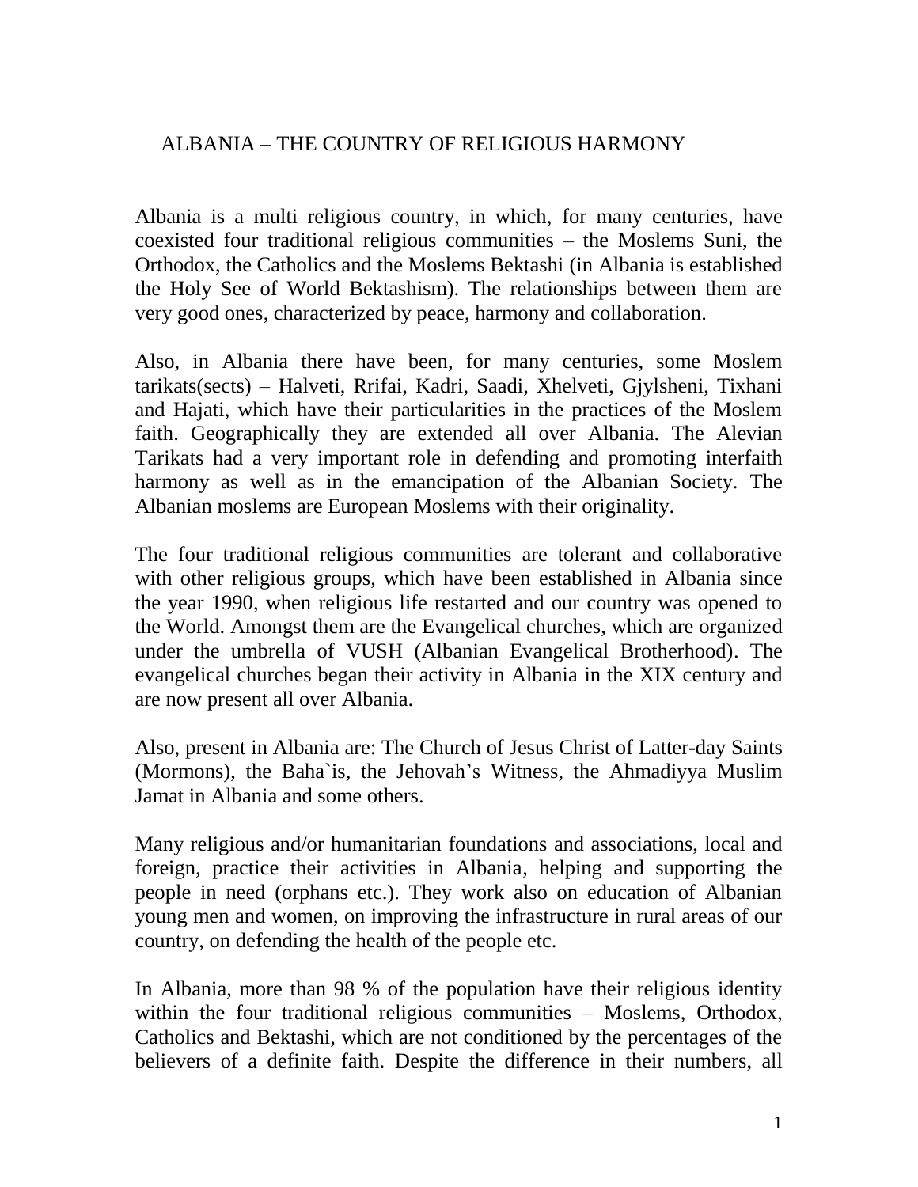# ALBANIA – THE COUNTRY OF RELIGIOUS HARMONY

Albania is a multi religious country, in which, for many centuries, have coexisted four traditional religious communities – the Moslems Suni, the Orthodox, the Catholics and the Moslems Bektashi (in Albania is established the Holy See of World Bektashism). The relationships between them are very good ones, characterized by peace, harmony and collaboration.

Also, in Albania there have been, for many centuries, some Moslem tarikats(sects) – Halveti, Rrifai, Kadri, Saadi, Xhelveti, Gjylsheni, Tixhani and Hajati, which have their particularities in the practices of the Moslem faith. Geographically they are extended all over Albania. The Alevian Tarikats had a very important role in defending and promoting interfaith harmony as well as in the emancipation of the Albanian Society. The Albanian moslems are European Moslems with their originality.

The four traditional religious communities are tolerant and collaborative with other religious groups, which have been established in Albania since the year 1990, when religious life restarted and our country was opened to the World. Amongst them are the Evangelical churches, which are organized under the umbrella of VUSH (Albanian Evangelical Brotherhood). The evangelical churches began their activity in Albania in the XIX century and are now present all over Albania.

Also, present in Albania are: The Church of Jesus Christ of Latter-day Saints (Mormons), the Baha`is, the Jehovah's Witness, the Ahmadiyya Muslim Jamat in Albania and some others.

Many religious and/or humanitarian foundations and associations, local and foreign, practice their activities in Albania, helping and supporting the people in need (orphans etc.). They work also on education of Albanian young men and women, on improving the infrastructure in rural areas of our country, on defending the health of the people etc.

In Albania, more than 98 % of the population have their religious identity within the four traditional religious communities – Moslems, Orthodox, Catholics and Bektashi, which are not conditioned by the percentages of the believers of a definite faith. Despite the difference in their numbers, all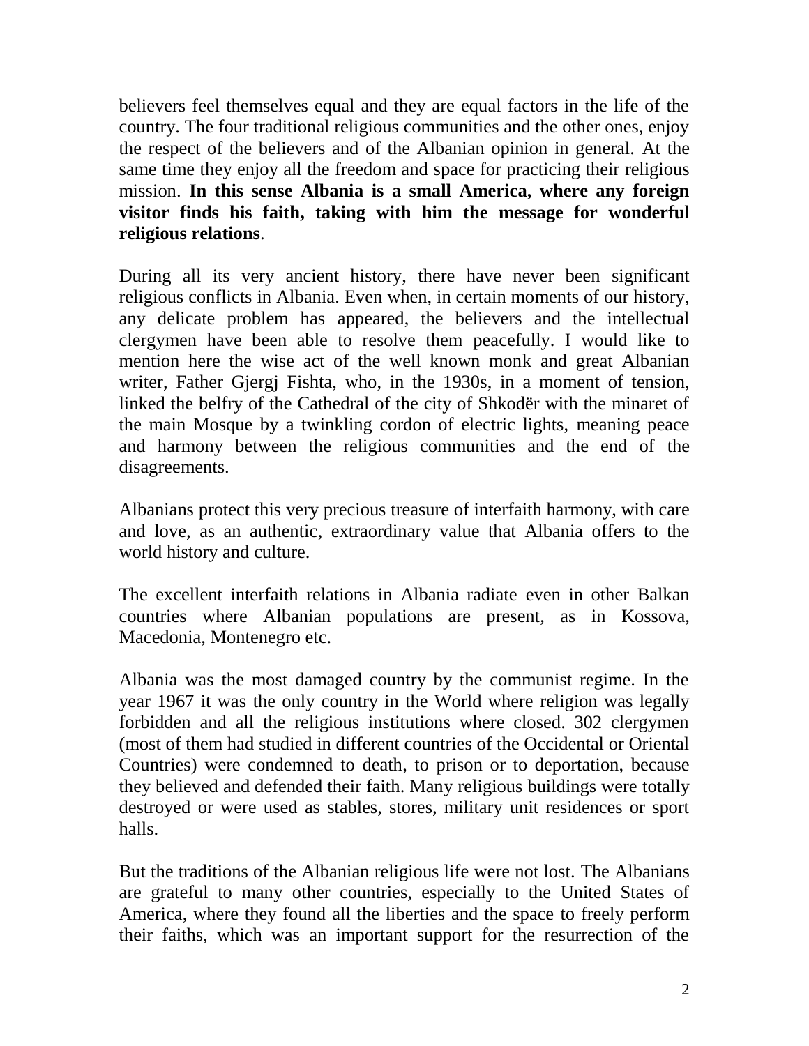believers feel themselves equal and they are equal factors in the life of the country. The four traditional religious communities and the other ones, enjoy the respect of the believers and of the Albanian opinion in general. At the same time they enjoy all the freedom and space for practicing their religious mission. **In this sense Albania is a small America, where any foreign visitor finds his faith, taking with him the message for wonderful religious relations**.

During all its very ancient history, there have never been significant religious conflicts in Albania. Even when, in certain moments of our history, any delicate problem has appeared, the believers and the intellectual clergymen have been able to resolve them peacefully. I would like to mention here the wise act of the well known monk and great Albanian writer, Father Gjergj Fishta, who, in the 1930s, in a moment of tension, linked the belfry of the Cathedral of the city of Shkodër with the minaret of the main Mosque by a twinkling cordon of electric lights, meaning peace and harmony between the religious communities and the end of the disagreements.

Albanians protect this very precious treasure of interfaith harmony, with care and love, as an authentic, extraordinary value that Albania offers to the world history and culture.

The excellent interfaith relations in Albania radiate even in other Balkan countries where Albanian populations are present, as in Kossova, Macedonia, Montenegro etc.

Albania was the most damaged country by the communist regime. In the year 1967 it was the only country in the World where religion was legally forbidden and all the religious institutions where closed. 302 clergymen (most of them had studied in different countries of the Occidental or Oriental Countries) were condemned to death, to prison or to deportation, because they believed and defended their faith. Many religious buildings were totally destroyed or were used as stables, stores, military unit residences or sport halls.

But the traditions of the Albanian religious life were not lost. The Albanians are grateful to many other countries, especially to the United States of America, where they found all the liberties and the space to freely perform their faiths, which was an important support for the resurrection of the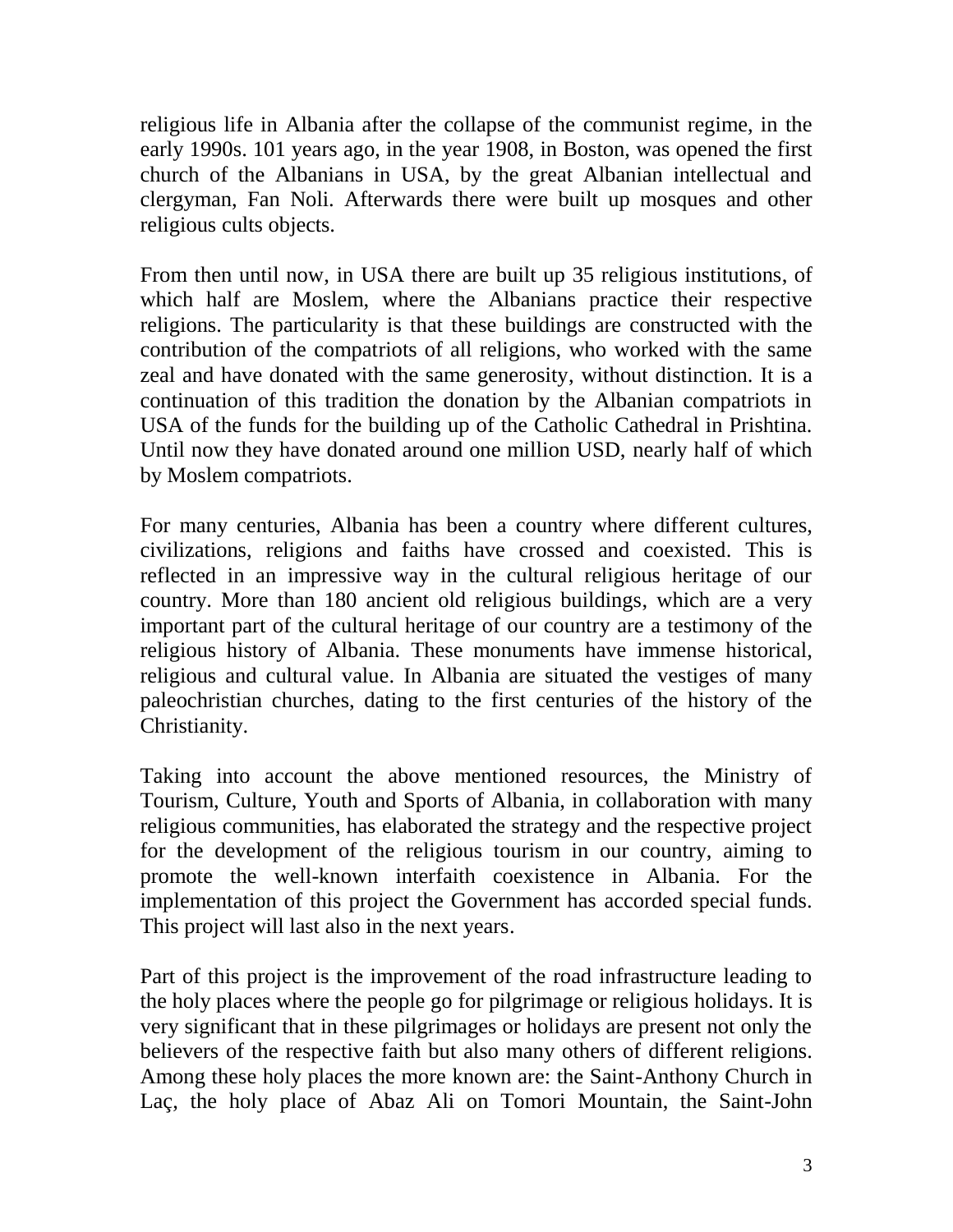religious life in Albania after the collapse of the communist regime, in the early 1990s. 101 years ago, in the year 1908, in Boston, was opened the first church of the Albanians in USA, by the great Albanian intellectual and clergyman, Fan Noli. Afterwards there were built up mosques and other religious cults objects.

From then until now, in USA there are built up 35 religious institutions, of which half are Moslem, where the Albanians practice their respective religions. The particularity is that these buildings are constructed with the contribution of the compatriots of all religions, who worked with the same zeal and have donated with the same generosity, without distinction. It is a continuation of this tradition the donation by the Albanian compatriots in USA of the funds for the building up of the Catholic Cathedral in Prishtina. Until now they have donated around one million USD, nearly half of which by Moslem compatriots.

For many centuries, Albania has been a country where different cultures, civilizations, religions and faiths have crossed and coexisted. This is reflected in an impressive way in the cultural religious heritage of our country. More than 180 ancient old religious buildings, which are a very important part of the cultural heritage of our country are a testimony of the religious history of Albania. These monuments have immense historical, religious and cultural value. In Albania are situated the vestiges of many paleochristian churches, dating to the first centuries of the history of the Christianity.

Taking into account the above mentioned resources, the Ministry of Tourism, Culture, Youth and Sports of Albania, in collaboration with many religious communities, has elaborated the strategy and the respective project for the development of the religious tourism in our country, aiming to promote the well-known interfaith coexistence in Albania. For the implementation of this project the Government has accorded special funds. This project will last also in the next years.

Part of this project is the improvement of the road infrastructure leading to the holy places where the people go for pilgrimage or religious holidays. It is very significant that in these pilgrimages or holidays are present not only the believers of the respective faith but also many others of different religions. Among these holy places the more known are: the Saint-Anthony Church in Laç, the holy place of Abaz Ali on Tomori Mountain, the Saint-John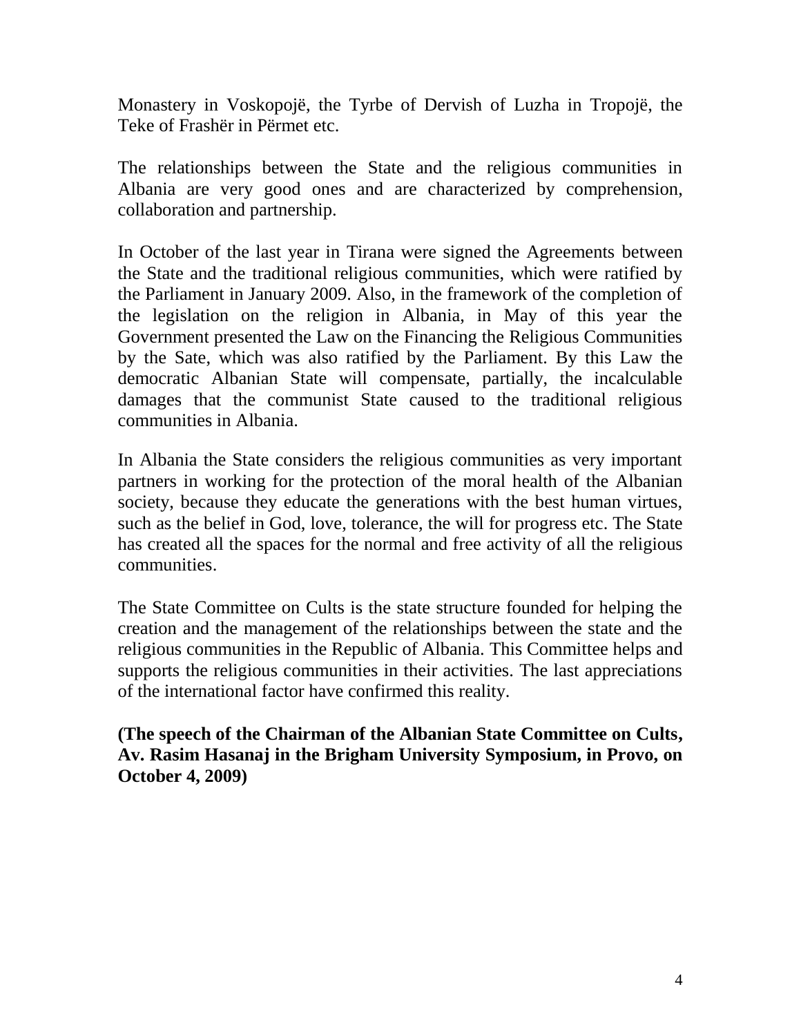Monastery in Voskopojë, the Tyrbe of Dervish of Luzha in Tropojë, the Teke of Frashër in Përmet etc.

The relationships between the State and the religious communities in Albania are very good ones and are characterized by comprehension, collaboration and partnership.

In October of the last year in Tirana were signed the Agreements between the State and the traditional religious communities, which were ratified by the Parliament in January 2009. Also, in the framework of the completion of the legislation on the religion in Albania, in May of this year the Government presented the Law on the Financing the Religious Communities by the Sate, which was also ratified by the Parliament. By this Law the democratic Albanian State will compensate, partially, the incalculable damages that the communist State caused to the traditional religious communities in Albania.

In Albania the State considers the religious communities as very important partners in working for the protection of the moral health of the Albanian society, because they educate the generations with the best human virtues, such as the belief in God, love, tolerance, the will for progress etc. The State has created all the spaces for the normal and free activity of all the religious communities.

The State Committee on Cults is the state structure founded for helping the creation and the management of the relationships between the state and the religious communities in the Republic of Albania. This Committee helps and supports the religious communities in their activities. The last appreciations of the international factor have confirmed this reality.

**(The speech of the Chairman of the Albanian State Committee on Cults, Av. Rasim Hasanaj in the Brigham University Symposium, in Provo, on October 4, 2009)**